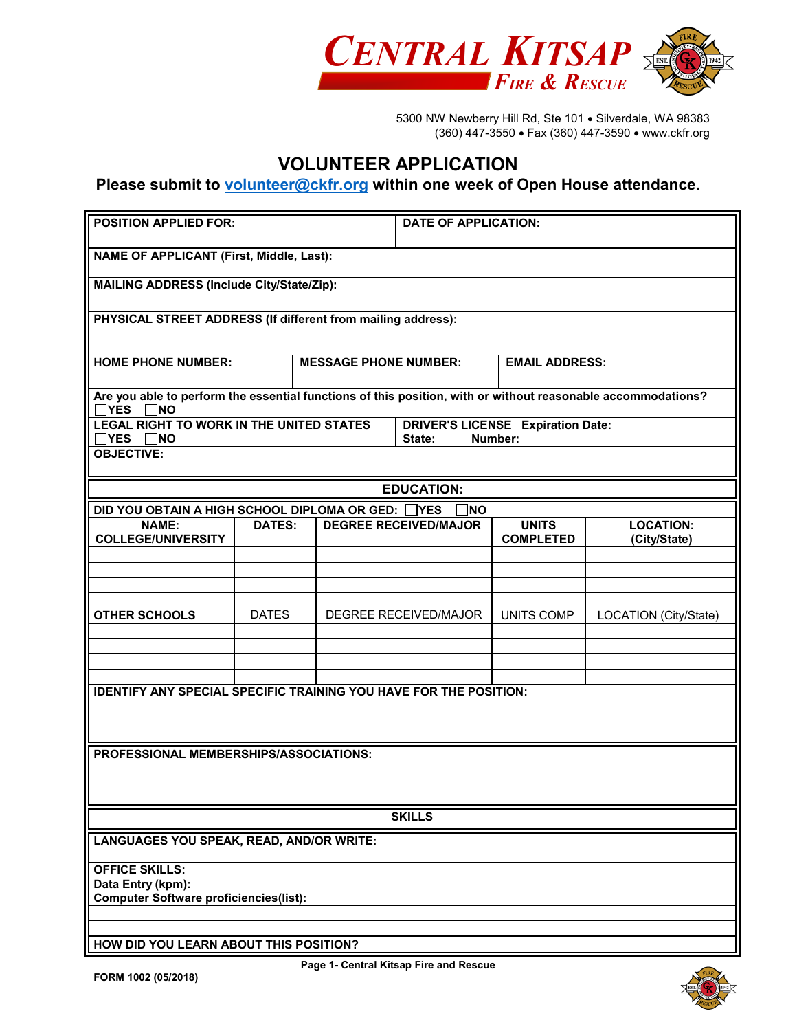# CENTRAL KITSAP FIRE & RESCUE

5300 NW Newberry Hill Rd, Ste 101 • Silverdale, WA 98383
(360) 447-3550 • Fax (360) 447-3590 • www.ckfr.org

## VOLUNTEER APPLICATION

**Please submit to volunteer@ckfr.org within one week of Open House attendance.**

| POSITION APPLIED FOR: | DATE OF APPLICATION: |
|---|---|
| | |

**NAME OF APPLICANT (First, Middle, Last):**

**MAILING ADDRESS (Include City/State/Zip):**

**PHYSICAL STREET ADDRESS (If different from mailing address):**

| HOME PHONE NUMBER: | MESSAGE PHONE NUMBER: | EMAIL ADDRESS: |
|---|---|---|
| | | |

**Are you able to perform the essential functions of this position, with or without reasonable accommodations?**
☐YES ☐NO

| LEGAL RIGHT TO WORK IN THE UNITED STATES | DRIVER'S LICENSE Expiration Date: |
|---|---|
| ☐YES ☐NO | State: Number: |

**OBJECTIVE:**

### EDUCATION:

**DID YOU OBTAIN A HIGH SCHOOL DIPLOMA OR GED:** ☐YES ☐NO

| NAME: COLLEGE/UNIVERSITY | DATES: | DEGREE RECEIVED/MAJOR | UNITS COMPLETED | LOCATION: (City/State) |
|---|---|---|---|---|
| | | | | |
| | | | | |
| | | | | |
| | | | | |
| **OTHER SCHOOLS** | DATES | DEGREE RECEIVED/MAJOR | UNITS COMP | LOCATION (City/State) |
| | | | | |
| | | | | |
| | | | | |
| | | | | |

**IDENTIFY ANY SPECIAL SPECIFIC TRAINING YOU HAVE FOR THE POSITION:**

**PROFESSIONAL MEMBERSHIPS/ASSOCIATIONS:**

### SKILLS

**LANGUAGES YOU SPEAK, READ, AND/OR WRITE:**

**OFFICE SKILLS:**
**Data Entry (kpm):**
**Computer Software proficiencies(list):**

**HOW DID YOU LEARN ABOUT THIS POSITION?**

FORM 1002 (05/2018)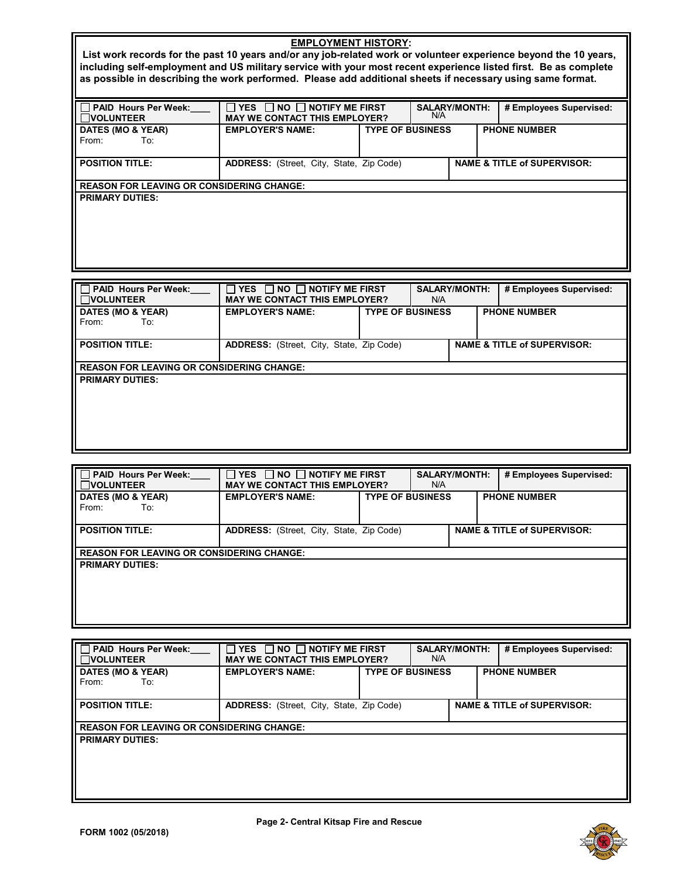## EMPLOYMENT HISTORY:

**List work records for the past 10 years and/or any job-related work or volunteer experience beyond the 10 years, including self-employment and US military service with your most recent experience listed first. Be as complete as possible in describing the work performed. Please add additional sheets if necessary using same format.**

| ☐ PAID Hours Per Week:____ ☐ VOLUNTEER | ☐ YES ☐ NO ☐ NOTIFY ME FIRST MAY WE CONTACT THIS EMPLOYER? | | SALARY/MONTH: N/A | # Employees Supervised: |
|---|---|---|---|---|
| **DATES (MO & YEAR)** From: To: | **EMPLOYER'S NAME:** | **TYPE OF BUSINESS** | | **PHONE NUMBER** |
| **POSITION TITLE:** | **ADDRESS:** (Street, City, State, Zip Code) | | **NAME & TITLE of SUPERVISOR:** | |
| **REASON FOR LEAVING OR CONSIDERING CHANGE:** | | | | |
| **PRIMARY DUTIES:** | | | | |

| ☐ PAID Hours Per Week:____ ☐ VOLUNTEER | ☐ YES ☐ NO ☐ NOTIFY ME FIRST MAY WE CONTACT THIS EMPLOYER? | | SALARY/MONTH: N/A | # Employees Supervised: |
|---|---|---|---|---|
| **DATES (MO & YEAR)** From: To: | **EMPLOYER'S NAME:** | **TYPE OF BUSINESS** | | **PHONE NUMBER** |
| **POSITION TITLE:** | **ADDRESS:** (Street, City, State, Zip Code) | | **NAME & TITLE of SUPERVISOR:** | |
| **REASON FOR LEAVING OR CONSIDERING CHANGE:** | | | | |
| **PRIMARY DUTIES:** | | | | |

| ☐ PAID Hours Per Week:____ ☐ VOLUNTEER | ☐ YES ☐ NO ☐ NOTIFY ME FIRST MAY WE CONTACT THIS EMPLOYER? | | SALARY/MONTH: N/A | # Employees Supervised: |
|---|---|---|---|---|
| **DATES (MO & YEAR)** From: To: | **EMPLOYER'S NAME:** | **TYPE OF BUSINESS** | | **PHONE NUMBER** |
| **POSITION TITLE:** | **ADDRESS:** (Street, City, State, Zip Code) | | **NAME & TITLE of SUPERVISOR:** | |
| **REASON FOR LEAVING OR CONSIDERING CHANGE:** | | | | |
| **PRIMARY DUTIES:** | | | | |

| ☐ PAID Hours Per Week:____ ☐ VOLUNTEER | ☐ YES ☐ NO ☐ NOTIFY ME FIRST MAY WE CONTACT THIS EMPLOYER? | | SALARY/MONTH: N/A | # Employees Supervised: |
|---|---|---|---|---|
| **DATES (MO & YEAR)** From: To: | **EMPLOYER'S NAME:** | **TYPE OF BUSINESS** | | **PHONE NUMBER** |
| **POSITION TITLE:** | **ADDRESS:** (Street, City, State, Zip Code) | | **NAME & TITLE of SUPERVISOR:** | |
| **REASON FOR LEAVING OR CONSIDERING CHANGE:** | | | | |
| **PRIMARY DUTIES:** | | | | |

**FORM 1002 (05/2018)**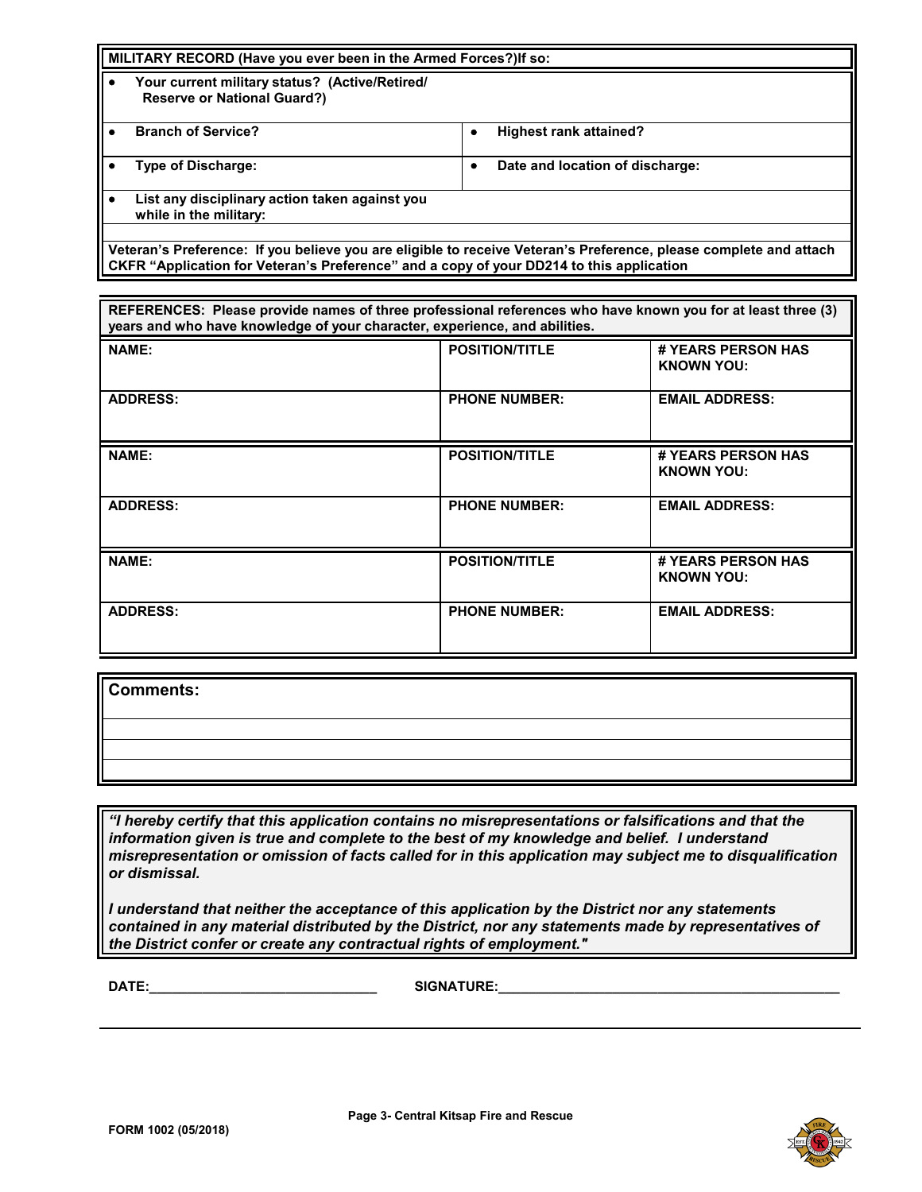| **MILITARY RECORD (Have you ever been in the Armed Forces?)If so:** | |
|---|---|
| • **Your current military status? (Active/Retired/ Reserve or National Guard?)** | |
| • **Branch of Service?** | • **Highest rank attained?** |
| • **Type of Discharge:** | • **Date and location of discharge:** |
| • **List any disciplinary action taken against you while in the military:** | |
| | |

**Veteran's Preference: If you believe you are eligible to receive Veteran's Preference, please complete and attach CKFR "Application for Veteran's Preference" and a copy of your DD214 to this application**

**REFERENCES: Please provide names of three professional references who have known you for at least three (3) years and who have knowledge of your character, experience, and abilities.**

| | | |
|---|---|---|
| **NAME:** | **POSITION/TITLE** | **# YEARS PERSON HAS KNOWN YOU:** |
| **ADDRESS:** | **PHONE NUMBER:** | **EMAIL ADDRESS:** |
| **NAME:** | **POSITION/TITLE** | **# YEARS PERSON HAS KNOWN YOU:** |
| **ADDRESS:** | **PHONE NUMBER:** | **EMAIL ADDRESS:** |
| **NAME:** | **POSITION/TITLE** | **# YEARS PERSON HAS KNOWN YOU:** |
| **ADDRESS:** | **PHONE NUMBER:** | **EMAIL ADDRESS:** |

**Comments:**

*"I hereby certify that this application contains no misrepresentations or falsifications and that the information given is true and complete to the best of my knowledge and belief. I understand misrepresentation or omission of facts called for in this application may subject me to disqualification or dismissal.*

*I understand that neither the acceptance of this application by the District nor any statements contained in any material distributed by the District, nor any statements made by representatives of the District confer or create any contractual rights of employment."*

**DATE:______________________________** **SIGNATURE:_______________________________________________**

**FORM 1002 (05/2018)**